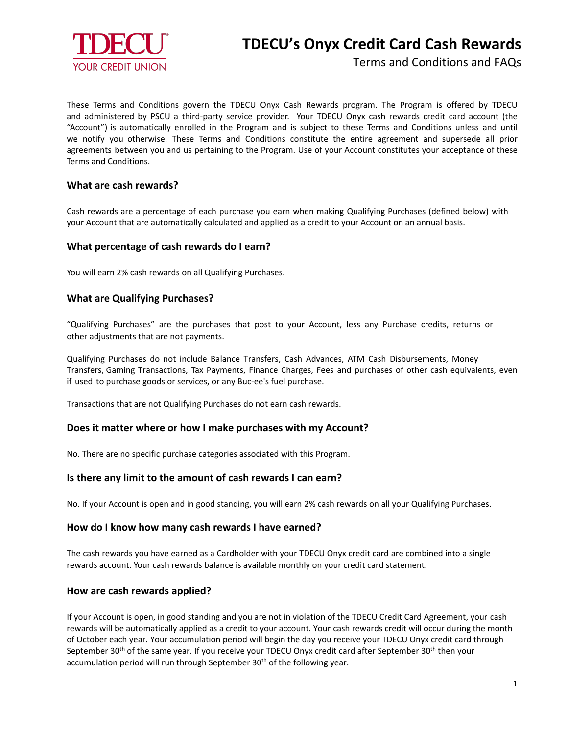TDECU YOUR CREDIT UNION

# TDECU's Onyx Credit Card Cash Rewards

Terms and Conditions and FAQs

These Terms and Conditions govern the TDECU Onyx Cash Rewards program. The Program is offered by TDECU and administered by PSCU a third-party service provider. Your TDECU Onyx cash rewards credit card account (the "Account") is automatically enrolled in the Program and is subject to these Terms and Conditions unless and until we notify you otherwise. These Terms and Conditions constitute the entire agreement and supersede all prior agreements between you and us pertaining to the Program. Use of your Account constitutes your acceptance of these Terms and Conditions.

## What are cash rewards?

Cash rewards are a percentage of each purchase you earn when making Qualifying Purchases (defined below) with your Account that are automatically calculated and applied as a credit to your Account on an annual basis.

## What percentage of cash rewards do I earn?

You will earn 2% cash rewards on all Qualifying Purchases.

## What are Qualifying Purchases?

"Qualifying Purchases" are the purchases that post to your Account, less any Purchase credits, returns or other adjustments that are not payments.

Qualifying Purchases do not include Balance Transfers, Cash Advances, ATM Cash Disbursements, Money Transfers, Gaming Transactions, Tax Payments, Finance Charges, Fees and purchases of other cash equivalents, even if used to purchase goods or services, or any Buc-ee's fuel purchase.

Transactions that are not Qualifying Purchases do not earn cash rewards.

## Does it matter where or how I make purchases with my Account?

No. There are no specific purchase categories associated with this Program.

## Is there any limit to the amount of cash rewards I can earn?

No. If your Account is open and in good standing, you will earn 2% cash rewards on all your Qualifying Purchases.

## How do I know how many cash rewards I have earned?

The cash rewards you have earned as a Cardholder with your TDECU Onyx credit card are combined into a single rewards account. Your cash rewards balance is available monthly on your credit card statement.

## How are cash rewards applied?

If your Account is open, in good standing and you are not in violation of the TDECU Credit Card Agreement, your cash rewards will be automatically applied as a credit to your account. Your cash rewards credit will occur during the month of October each year. Your accumulation period will begin the day you receive your TDECU Onyx credit card through September 30th of the same year. If you receive your TDECU Onyx credit card after September 30th then your accumulation period will run through September 30th of the following year.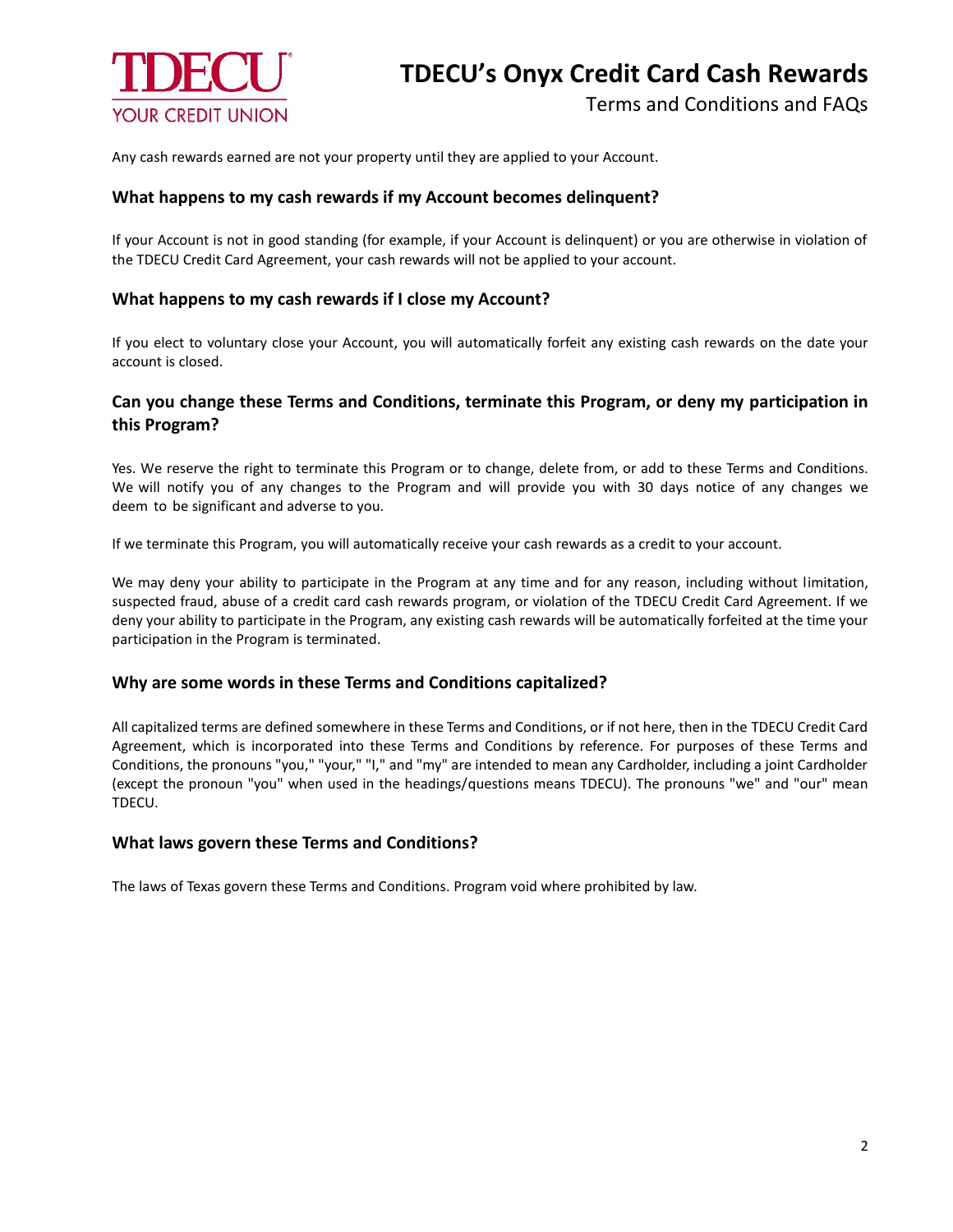Any cash rewards earned are not your property until they are applied to your Account.

### What happens to my cash rewards if my Account becomes delinquent?

If your Account is not in good standing (for example, if your Account is delinquent) or you are otherwise in violation of the TDECU Credit Card Agreement, your cash rewards will not be applied to your account.

### What happens to my cash rewards if I close my Account?

If you elect to voluntary close your Account, you will automatically forfeit any existing cash rewards on the date your account is closed.

### Can you change these Terms and Conditions, terminate this Program, or deny my participation in this Program?

Yes. We reserve the right to terminate this Program or to change, delete from, or add to these Terms and Conditions. We will notify you of any changes to the Program and will provide you with 30 days notice of any changes we deem to be significant and adverse to you.

If we terminate this Program, you will automatically receive your cash rewards as a credit to your account.

We may deny your ability to participate in the Program at any time and for any reason, including without limitation, suspected fraud, abuse of a credit card cash rewards program, or violation of the TDECU Credit Card Agreement. If we deny your ability to participate in the Program, any existing cash rewards will be automatically forfeited at the time your participation in the Program is terminated.

### Why are some words in these Terms and Conditions capitalized?

All capitalized terms are defined somewhere in these Terms and Conditions, or if not here, then in the TDECU Credit Card Agreement, which is incorporated into these Terms and Conditions by reference. For purposes of these Terms and Conditions, the pronouns "you," "your," "I," and "my" are intended to mean any Cardholder, including a joint Cardholder (except the pronoun "you" when used in the headings/questions means TDECU). The pronouns "we" and "our" mean TDECU.

### What laws govern these Terms and Conditions?

The laws of Texas govern these Terms and Conditions. Program void where prohibited by law.